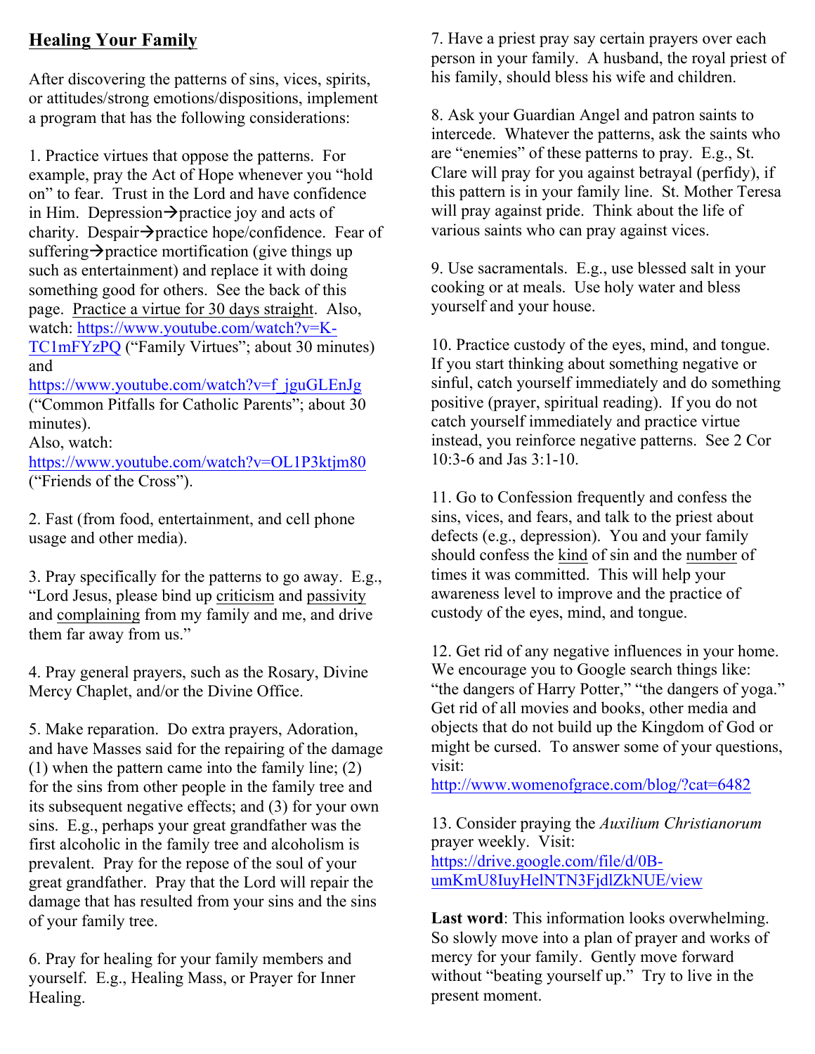## Healing Your Family

After discovering the patterns of sins, vices, spirits, or attitudes/strong emotions/dispositions, implement a program that has the following considerations:

1. Practice virtues that oppose the patterns. For example, pray the Act of Hope whenever you "hold on" to fear. Trust in the Lord and have confidence in Him. Depression→practice joy and acts of charity. Despair→practice hope/confidence. Fear of suffering→practice mortification (give things up such as entertainment) and replace it with doing something good for others. See the back of this page. Practice a virtue for 30 days straight. Also, watch: https://www.youtube.com/watch?v=K-TC1mFYzPQ ("Family Virtues"; about 30 minutes) and https://www.youtube.com/watch?v=f_jguGLEnJg ("Common Pitfalls for Catholic Parents"; about 30 minutes).
   Also, watch: https://www.youtube.com/watch?v=OL1P3ktjm80 ("Friends of the Cross").

2. Fast (from food, entertainment, and cell phone usage and other media).

3. Pray specifically for the patterns to go away. E.g., "Lord Jesus, please bind up criticism and passivity and complaining from my family and me, and drive them far away from us."

4. Pray general prayers, such as the Rosary, Divine Mercy Chaplet, and/or the Divine Office.

5. Make reparation. Do extra prayers, Adoration, and have Masses said for the repairing of the damage (1) when the pattern came into the family line; (2) for the sins from other people in the family tree and its subsequent negative effects; and (3) for your own sins. E.g., perhaps your great grandfather was the first alcoholic in the family tree and alcoholism is prevalent. Pray for the repose of the soul of your great grandfather. Pray that the Lord will repair the damage that has resulted from your sins and the sins of your family tree.

6. Pray for healing for your family members and yourself. E.g., Healing Mass, or Prayer for Inner Healing.

7. Have a priest pray say certain prayers over each person in your family. A husband, the royal priest of his family, should bless his wife and children.

8. Ask your Guardian Angel and patron saints to intercede. Whatever the patterns, ask the saints who are "enemies" of these patterns to pray. E.g., St. Clare will pray for you against betrayal (perfidy), if this pattern is in your family line. St. Mother Teresa will pray against pride. Think about the life of various saints who can pray against vices.

9. Use sacramentals. E.g., use blessed salt in your cooking or at meals. Use holy water and bless yourself and your house.

10. Practice custody of the eyes, mind, and tongue. If you start thinking about something negative or sinful, catch yourself immediately and do something positive (prayer, spiritual reading). If you do not catch yourself immediately and practice virtue instead, you reinforce negative patterns. See 2 Cor 10:3-6 and Jas 3:1-10.

11. Go to Confession frequently and confess the sins, vices, and fears, and talk to the priest about defects (e.g., depression). You and your family should confess the kind of sin and the number of times it was committed. This will help your awareness level to improve and the practice of custody of the eyes, mind, and tongue.

12. Get rid of any negative influences in your home. We encourage you to Google search things like: "the dangers of Harry Potter," "the dangers of yoga." Get rid of all movies and books, other media and objects that do not build up the Kingdom of God or might be cursed. To answer some of your questions, visit:
    http://www.womenofgrace.com/blog/?cat=6482

13. Consider praying the *Auxilium Christianorum* prayer weekly. Visit:
    https://drive.google.com/file/d/0B-umKmU8IuyHelNTN3FjdlZkNUE/view

**Last word**: This information looks overwhelming. So slowly move into a plan of prayer and works of mercy for your family. Gently move forward without "beating yourself up." Try to live in the present moment.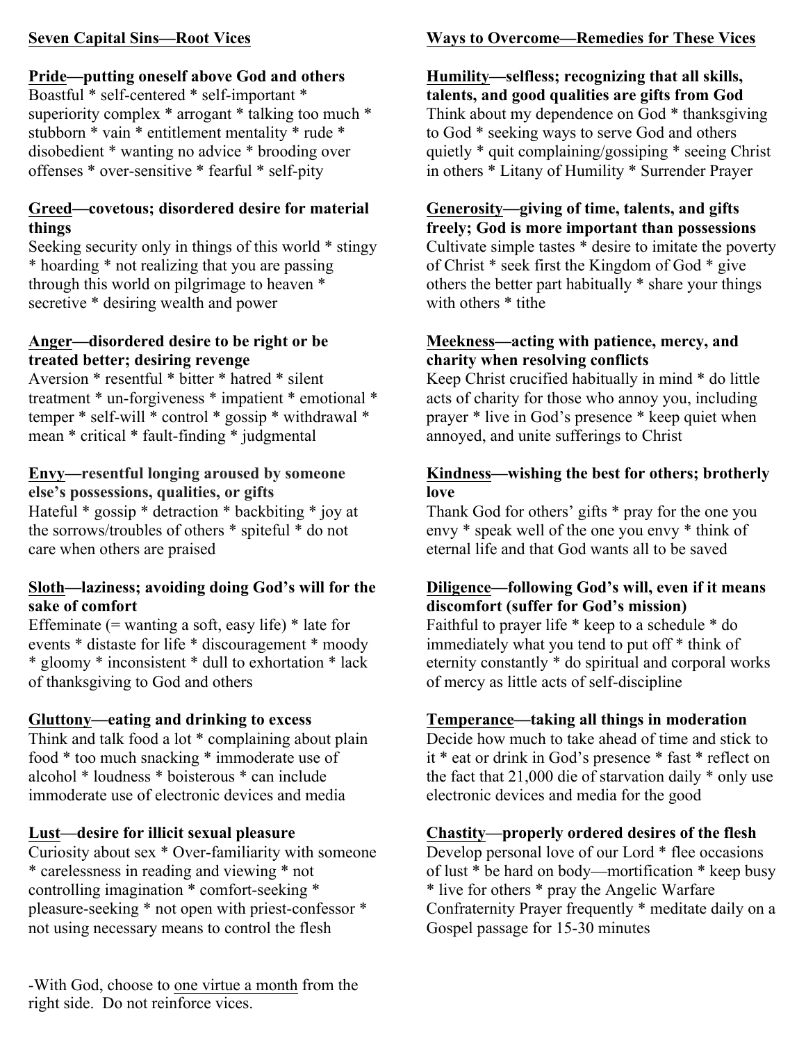## Seven Capital Sins—Root Vices

**Pride—putting oneself above God and others**
Boastful * self-centered * self-important * superiority complex * arrogant * talking too much * stubborn * vain * entitlement mentality * rude * disobedient * wanting no advice * brooding over offenses * over-sensitive * fearful * self-pity

**Greed—covetous; disordered desire for material things**
Seeking security only in things of this world * stingy * hoarding * not realizing that you are passing through this world on pilgrimage to heaven * secretive * desiring wealth and power

**Anger—disordered desire to be right or be treated better; desiring revenge**
Aversion * resentful * bitter * hatred * silent treatment * un-forgiveness * impatient * emotional * temper * self-will * control * gossip * withdrawal * mean * critical * fault-finding * judgmental

**Envy—resentful longing aroused by someone else's possessions, qualities, or gifts**
Hateful * gossip * detraction * backbiting * joy at the sorrows/troubles of others * spiteful * do not care when others are praised

**Sloth—laziness; avoiding doing God's will for the sake of comfort**
Effeminate (= wanting a soft, easy life) * late for events * distaste for life * discouragement * moody * gloomy * inconsistent * dull to exhortation * lack of thanksgiving to God and others

**Gluttony—eating and drinking to excess**
Think and talk food a lot * complaining about plain food * too much snacking * immoderate use of alcohol * loudness * boisterous * can include immoderate use of electronic devices and media

**Lust—desire for illicit sexual pleasure**
Curiosity about sex * Over-familiarity with someone * carelessness in reading and viewing * not controlling imagination * comfort-seeking * pleasure-seeking * not open with priest-confessor * not using necessary means to control the flesh

-With God, choose to one virtue a month from the right side. Do not reinforce vices.

## Ways to Overcome—Remedies for These Vices

**Humility—selfless; recognizing that all skills, talents, and good qualities are gifts from God**
Think about my dependence on God * thanksgiving to God * seeking ways to serve God and others quietly * quit complaining/gossiping * seeing Christ in others * Litany of Humility * Surrender Prayer

**Generosity—giving of time, talents, and gifts freely; God is more important than possessions**
Cultivate simple tastes * desire to imitate the poverty of Christ * seek first the Kingdom of God * give others the better part habitually * share your things with others * tithe

**Meekness—acting with patience, mercy, and charity when resolving conflicts**
Keep Christ crucified habitually in mind * do little acts of charity for those who annoy you, including prayer * live in God's presence * keep quiet when annoyed, and unite sufferings to Christ

**Kindness—wishing the best for others; brotherly love**
Thank God for others' gifts * pray for the one you envy * speak well of the one you envy * think of eternal life and that God wants all to be saved

**Diligence—following God's will, even if it means discomfort (suffer for God's mission)**
Faithful to prayer life * keep to a schedule * do immediately what you tend to put off * think of eternity constantly * do spiritual and corporal works of mercy as little acts of self-discipline

**Temperance—taking all things in moderation**
Decide how much to take ahead of time and stick to it * eat or drink in God's presence * fast * reflect on the fact that 21,000 die of starvation daily * only use electronic devices and media for the good

**Chastity—properly ordered desires of the flesh**
Develop personal love of our Lord * flee occasions of lust * be hard on body—mortification * keep busy * live for others * pray the Angelic Warfare Confraternity Prayer frequently * meditate daily on a Gospel passage for 15-30 minutes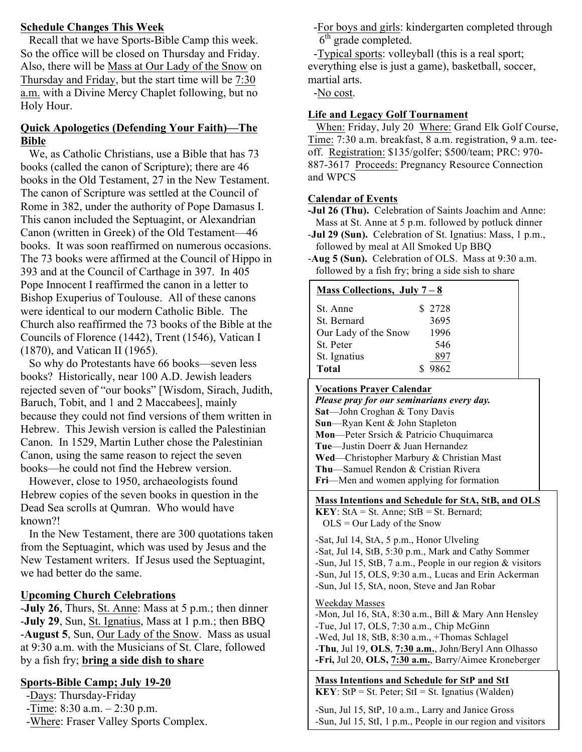## Schedule Changes This Week

Recall that we have Sports-Bible Camp this week. So the office will be closed on Thursday and Friday. Also, there will be Mass at Our Lady of the Snow on Thursday and Friday, but the start time will be 7:30 a.m. with a Divine Mercy Chaplet following, but no Holy Hour.

## Quick Apologetics (Defending Your Faith)—The Bible

We, as Catholic Christians, use a Bible that has 73 books (called the canon of Scripture); there are 46 books in the Old Testament, 27 in the New Testament. The canon of Scripture was settled at the Council of Rome in 382, under the authority of Pope Damasus I. This canon included the Septuagint, or Alexandrian Canon (written in Greek) of the Old Testament—46 books. It was soon reaffirmed on numerous occasions. The 73 books were affirmed at the Council of Hippo in 393 and at the Council of Carthage in 397. In 405 Pope Innocent I reaffirmed the canon in a letter to Bishop Exuperius of Toulouse. All of these canons were identical to our modern Catholic Bible. The Church also reaffirmed the 73 books of the Bible at the Councils of Florence (1442), Trent (1546), Vatican I (1870), and Vatican II (1965).

So why do Protestants have 66 books—seven less books? Historically, near 100 A.D. Jewish leaders rejected seven of "our books" [Wisdom, Sirach, Judith, Baruch, Tobit, and 1 and 2 Maccabees], mainly because they could not find versions of them written in Hebrew. This Jewish version is called the Palestinian Canon. In 1529, Martin Luther chose the Palestinian Canon, using the same reason to reject the seven books—he could not find the Hebrew version.

However, close to 1950, archaeologists found Hebrew copies of the seven books in question in the Dead Sea scrolls at Qumran. Who would have known?!

In the New Testament, there are 300 quotations taken from the Septuagint, which was used by Jesus and the New Testament writers. If Jesus used the Septuagint, we had better do the same.

## Upcoming Church Celebrations

- **July 26**, Thurs, St. Anne: Mass at 5 p.m.; then dinner
- **July 29**, Sun, St. Ignatius, Mass at 1 p.m.; then BBQ
- **August 5**, Sun, Our Lady of the Snow. Mass as usual at 9:30 a.m. with the Musicians of St. Clare, followed by a fish fry; **bring a side dish to share**

## Sports-Bible Camp; July 19-20

- Days: Thursday-Friday
- Time: 8:30 a.m. – 2:30 p.m.
- Where: Fraser Valley Sports Complex.
- For boys and girls: kindergarten completed through 6th grade completed.
- Typical sports: volleyball (this is a real sport; everything else is just a game), basketball, soccer, martial arts.
- No cost.

## Life and Legacy Golf Tournament

When: Friday, July 20 Where: Grand Elk Golf Course, Time: 7:30 a.m. breakfast, 8 a.m. registration, 9 a.m. tee-off. Registration: $135/golfer; $500/team; PRC: 970-887-3617 Proceeds: Pregnancy Resource Connection and WPCS

## Calendar of Events

- **Jul 26 (Thu).** Celebration of Saints Joachim and Anne: Mass at St. Anne at 5 p.m. followed by potluck dinner
- **Jul 29 (Sun).** Celebration of St. Ignatius: Mass, 1 p.m., followed by meal at All Smoked Up BBQ
- **Aug 5 (Sun).** Celebration of OLS. Mass at 9:30 a.m. followed by a fish fry; bring a side sish to share

## Mass Collections, July 7 – 8

| | |
|---|---|
| St. Anne | $ 2728 |
| St. Bernard | 3695 |
| Our Lady of the Snow | 1996 |
| St. Peter | 546 |
| St. Ignatius | 897 |
| **Total** | $ 9862 |

## Vocations Prayer Calendar

***Please pray for our seminarians every day.***

**Sat**—John Croghan & Tony Davis
**Sun**—Ryan Kent & John Stapleton
**Mon**—Peter Srsich & Patricio Chuquimarca
**Tue**—Justin Doerr & Juan Hernandez
**Wed**—Christopher Marbury & Christian Mast
**Thu**—Samuel Rendon & Cristian Rivera
**Fri**—Men and women applying for formation

## Mass Intentions and Schedule for StA, StB, and OLS

**KEY**: StA = St. Anne; StB = St. Bernard; OLS = Our Lady of the Snow

- Sat, Jul 14, StA, 5 p.m., Honor Ulveling
- Sat, Jul 14, StB, 5:30 p.m., Mark and Cathy Sommer
- Sun, Jul 15, StB, 7 a.m., People in our region & visitors
- Sun, Jul 15, OLS, 9:30 a.m., Lucas and Erin Ackerman
- Sun, Jul 15, StA, noon, Steve and Jan Robar

Weekday Masses

- Mon, Jul 16, StA, 8:30 a.m., Bill & Mary Ann Hensley
- Tue, Jul 17, OLS, 7:30 a.m., Chip McGinn
- Wed, Jul 18, StB, 8:30 a.m., +Thomas Schlagel
- **Thu**, Jul 19, **OLS**, **7:30 a.m.**, John/Beryl Ann Olhasso
- **Fri,** Jul 20, **OLS, 7:30 a.m.**, Barry/Aimee Kroneberger

## Mass Intentions and Schedule for StP and StI

**KEY**: StP = St. Peter; StI = St. Ignatius (Walden)

- Sun, Jul 15, StP, 10 a.m., Larry and Janice Gross
- Sun, Jul 15, StI, 1 p.m., People in our region and visitors